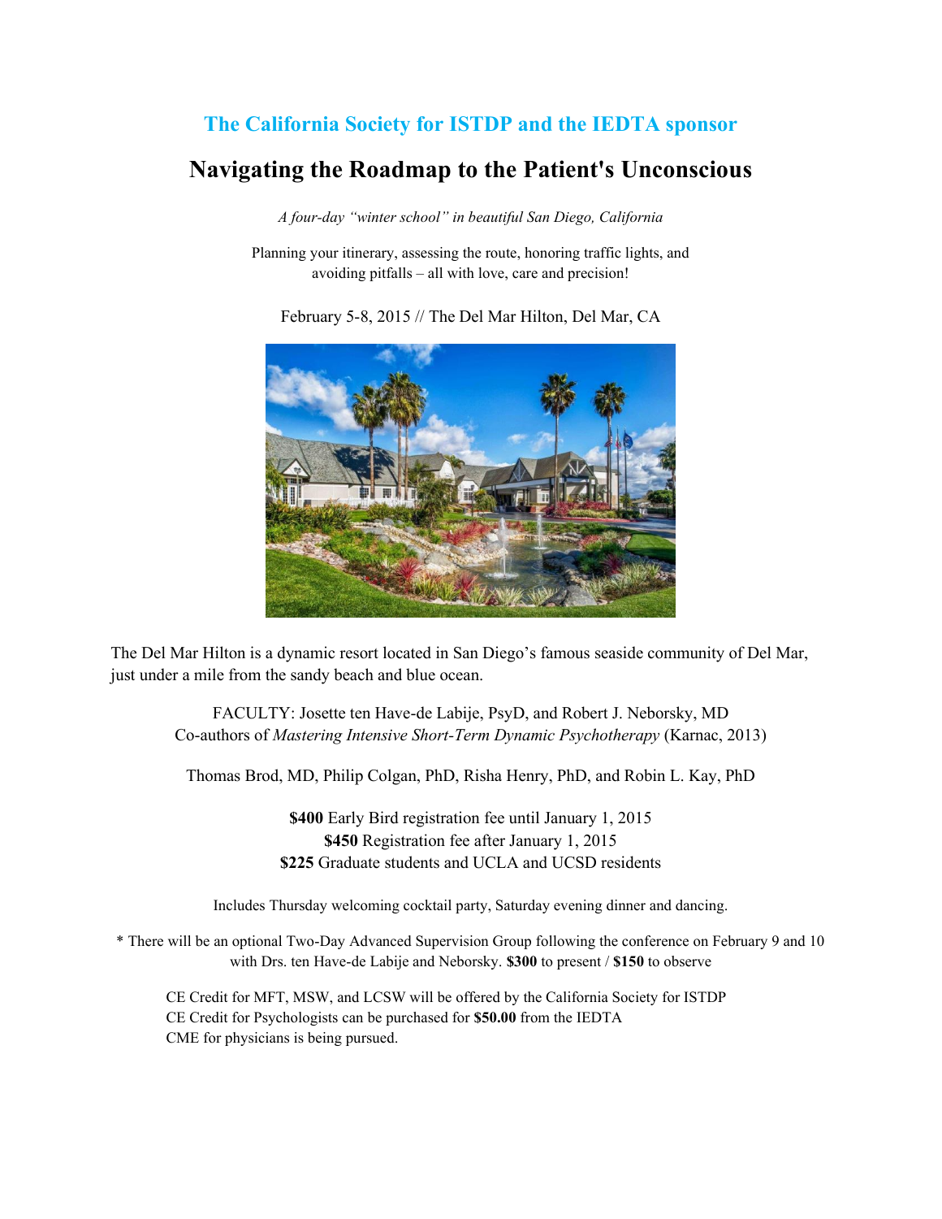### The California Society for ISTDP and the IEDTA sponsor

# Navigating the Roadmap to the Patient's Unconscious

*A four-day "winter school" in beautiful San Diego, California*

Planning your itinerary, assessing the route, honoring traffic lights, and avoiding pitfalls – all with love, care and precision!

February 5-8, 2015 // The Del Mar Hilton, Del Mar, CA

The Del Mar Hilton is a dynamic resort located in San Diego's famous seaside community of Del Mar, just under a mile from the sandy beach and blue ocean.

FACULTY: Josette ten Have-de Labije, PsyD, and Robert J. Neborsky, MD
Co-authors of *Mastering Intensive Short-Term Dynamic Psychotherapy* (Karnac, 2013)

Thomas Brod, MD, Philip Colgan, PhD, Risha Henry, PhD, and Robin L. Kay, PhD

**$400** Early Bird registration fee until January 1, 2015
**$450** Registration fee after January 1, 2015
**$225** Graduate students and UCLA and UCSD residents

Includes Thursday welcoming cocktail party, Saturday evening dinner and dancing.

* There will be an optional Two-Day Advanced Supervision Group following the conference on February 9 and 10 with Drs. ten Have-de Labije and Neborsky. **$300** to present / **$150** to observe

CE Credit for MFT, MSW, and LCSW will be offered by the California Society for ISTDP
CE Credit for Psychologists can be purchased for **$50.00** from the IEDTA
CME for physicians is being pursued.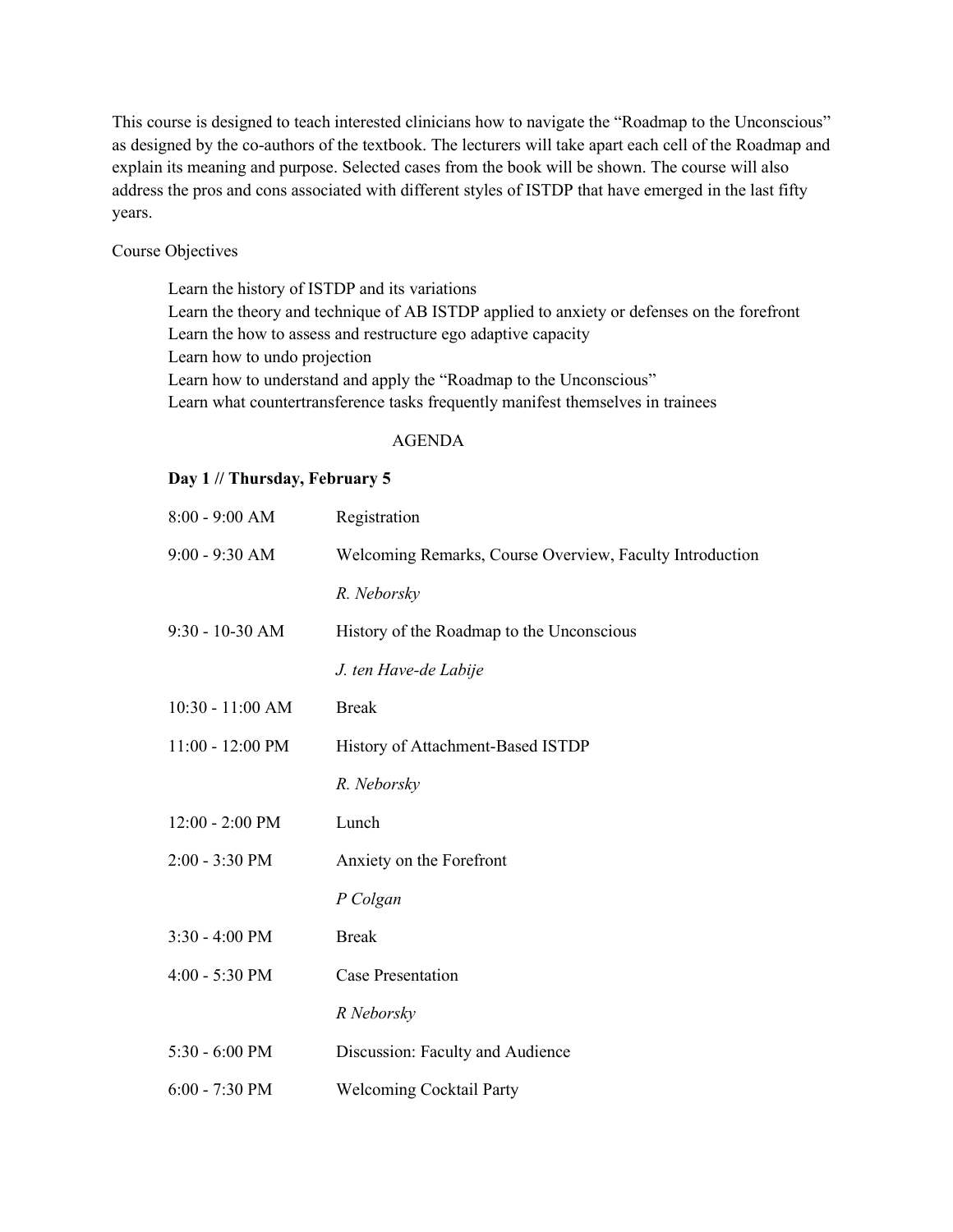This course is designed to teach interested clinicians how to navigate the "Roadmap to the Unconscious" as designed by the co-authors of the textbook. The lecturers will take apart each cell of the Roadmap and explain its meaning and purpose. Selected cases from the book will be shown. The course will also address the pros and cons associated with different styles of ISTDP that have emerged in the last fifty years.

Course Objectives

- Learn the history of ISTDP and its variations
- Learn the theory and technique of AB ISTDP applied to anxiety or defenses on the forefront
- Learn the how to assess and restructure ego adaptive capacity
- Learn how to undo projection
- Learn how to understand and apply the "Roadmap to the Unconscious"
- Learn what countertransference tasks frequently manifest themselves in trainees

## AGENDA

### Day 1 // Thursday, February 5

| | |
|---|---|
| 8:00 - 9:00 AM | Registration |
| 9:00 - 9:30 AM | Welcoming Remarks, Course Overview, Faculty Introduction<br>*R. Neborsky* |
| 9:30 - 10-30 AM | History of the Roadmap to the Unconscious<br>*J. ten Have-de Labije* |
| 10:30 - 11:00 AM | Break |
| 11:00 - 12:00 PM | History of Attachment-Based ISTDP<br>*R. Neborsky* |
| 12:00 - 2:00 PM | Lunch |
| 2:00 - 3:30 PM | Anxiety on the Forefront<br>*P Colgan* |
| 3:30 - 4:00 PM | Break |
| 4:00 - 5:30 PM | Case Presentation<br>*R Neborsky* |
| 5:30 - 6:00 PM | Discussion: Faculty and Audience |
| 6:00 - 7:30 PM | Welcoming Cocktail Party |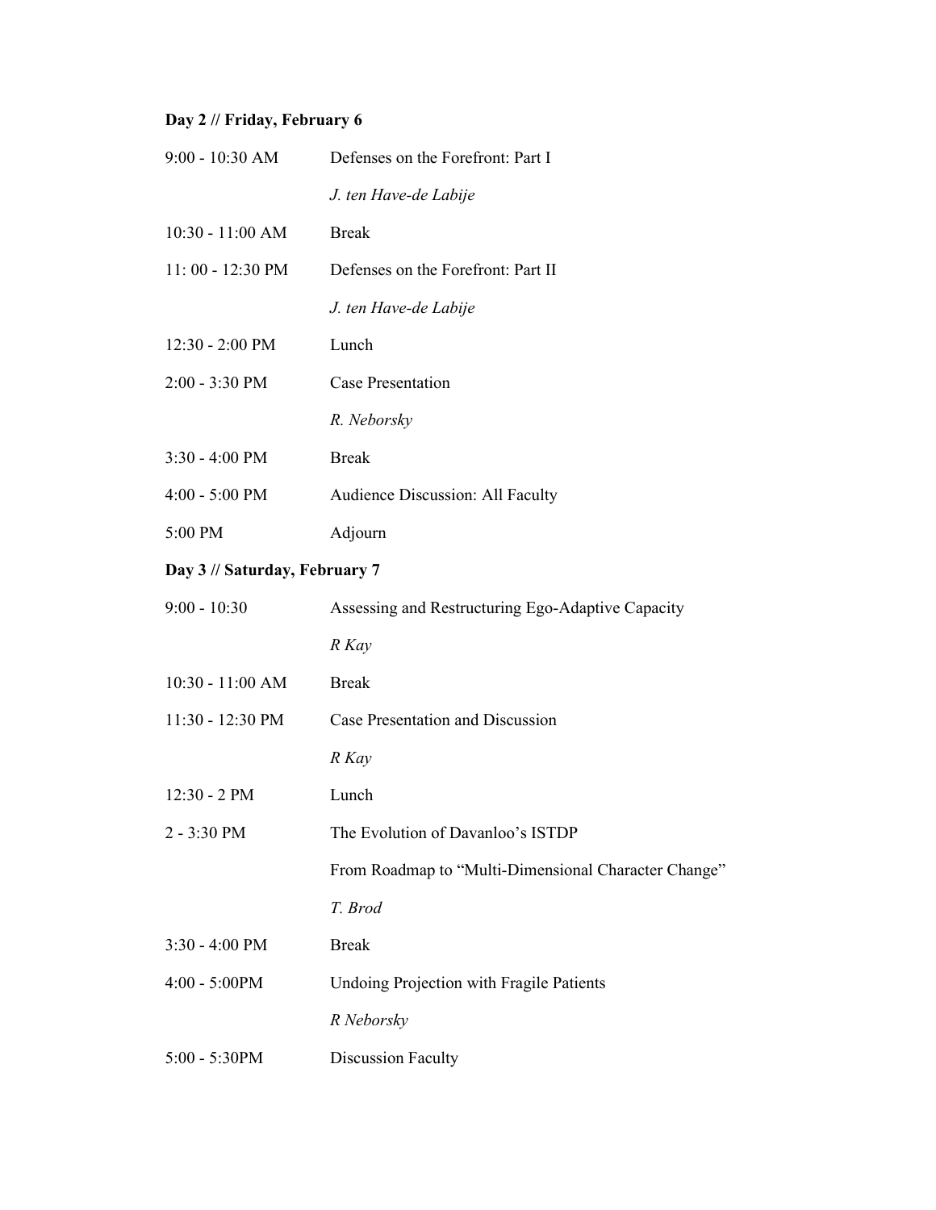**Day 2 // Friday, February 6**

| | |
|---|---|
| 9:00 - 10:30 AM | Defenses on the Forefront: Part I |
| | *J. ten Have-de Labije* |
| 10:30 - 11:00 AM | Break |
| 11: 00 - 12:30 PM | Defenses on the Forefront: Part II |
| | *J. ten Have-de Labije* |
| 12:30 - 2:00 PM | Lunch |
| 2:00 - 3:30 PM | Case Presentation |
| | *R. Neborsky* |
| 3:30 - 4:00 PM | Break |
| 4:00 - 5:00 PM | Audience Discussion: All Faculty |
| 5:00 PM | Adjourn |

**Day 3 // Saturday, February 7**

| | |
|---|---|
| 9:00 - 10:30 | Assessing and Restructuring Ego-Adaptive Capacity |
| | *R Kay* |
| 10:30 - 11:00 AM | Break |
| 11:30 - 12:30 PM | Case Presentation and Discussion |
| | *R Kay* |
| 12:30 - 2 PM | Lunch |
| 2 - 3:30 PM | The Evolution of Davanloo's ISTDP |
| | From Roadmap to "Multi-Dimensional Character Change" |
| | *T. Brod* |
| 3:30 - 4:00 PM | Break |
| 4:00 - 5:00PM | Undoing Projection with Fragile Patients |
| | *R Neborsky* |
| 5:00 - 5:30PM | Discussion Faculty |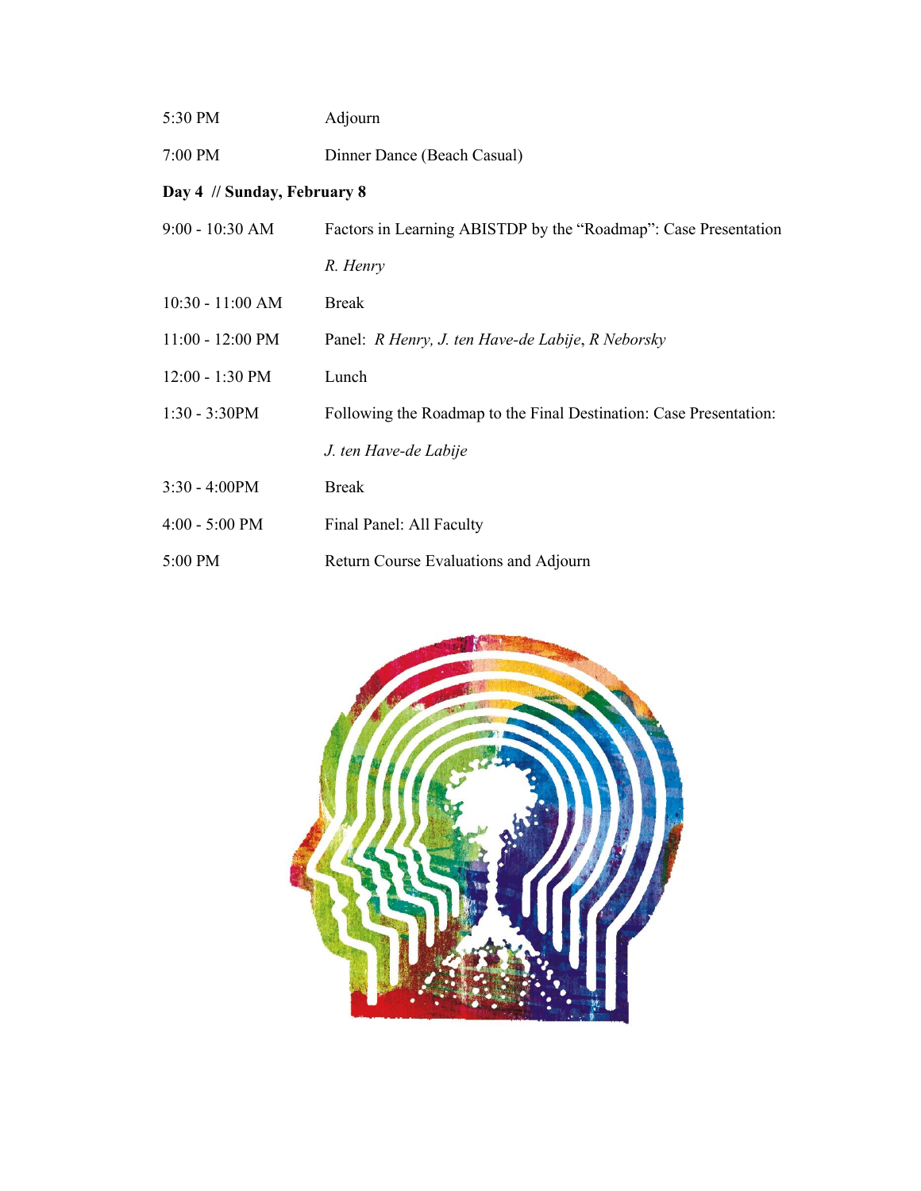| | |
|---|---|
| 5:30 PM | Adjourn |
| 7:00 PM | Dinner Dance (Beach Casual) |

**Day 4 // Sunday, February 8**

| | |
|---|---|
| 9:00 - 10:30 AM | Factors in Learning ABISTDP by the "Roadmap": Case Presentation<br>*R. Henry* |
| 10:30 - 11:00 AM | Break |
| 11:00 - 12:00 PM | Panel: *R Henry, J. ten Have-de Labije*, *R Neborsky* |
| 12:00 - 1:30 PM | Lunch |
| 1:30 - 3:30PM | Following the Roadmap to the Final Destination: Case Presentation:<br>*J. ten Have-de Labije* |
| 3:30 - 4:00PM | Break |
| 4:00 - 5:00 PM | Final Panel: All Faculty |
| 5:00 PM | Return Course Evaluations and Adjourn |